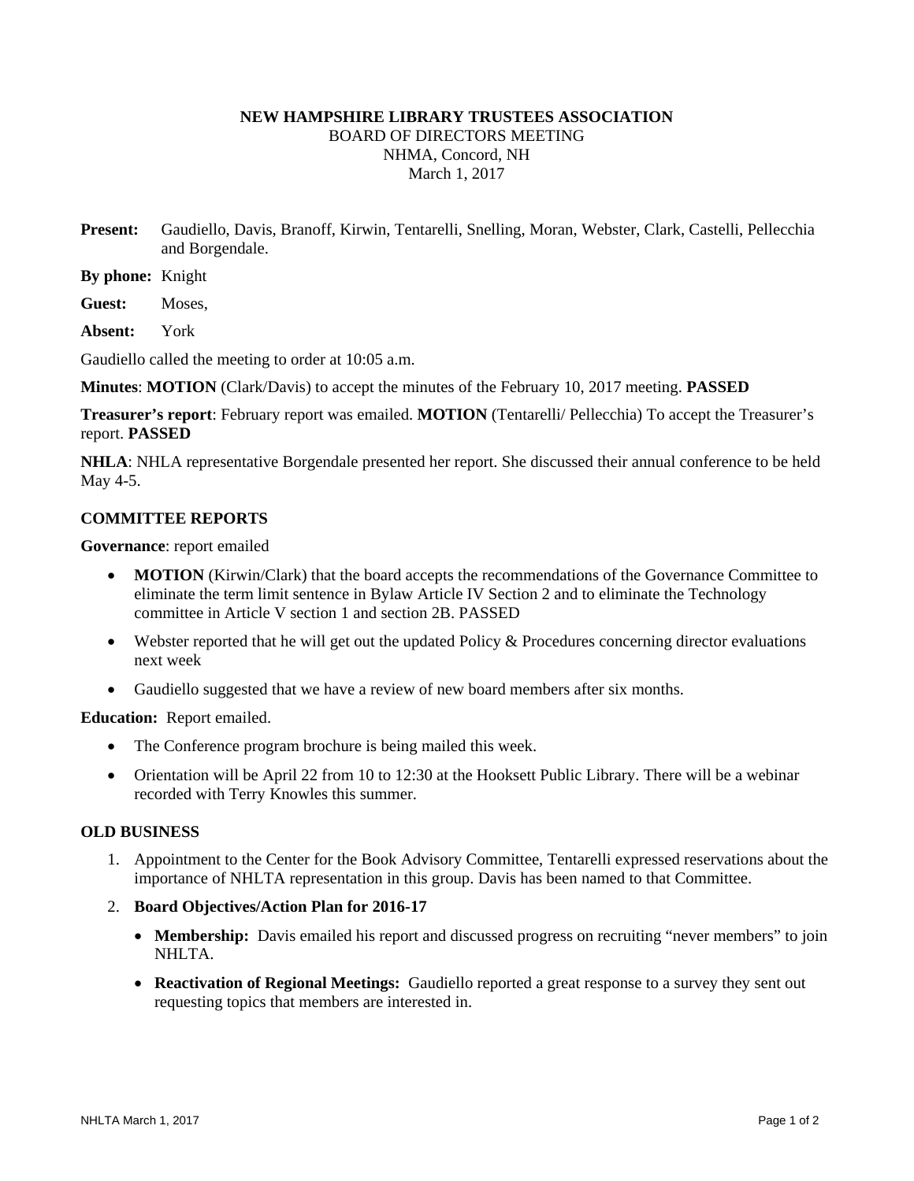**NEW HAMPSHIRE LIBRARY TRUSTEES ASSOCIATION**
BOARD OF DIRECTORS MEETING
NHMA, Concord, NH
March 1, 2017

**Present:** Gaudiello, Davis, Branoff, Kirwin, Tentarelli, Snelling, Moran, Webster, Clark, Castelli, Pellecchia and Borgendale.

**By phone:** Knight

**Guest:** Moses,

**Absent:** York

Gaudiello called the meeting to order at 10:05 a.m.

**Minutes**: **MOTION** (Clark/Davis) to accept the minutes of the February 10, 2017 meeting. **PASSED**

**Treasurer's report**: February report was emailed. **MOTION** (Tentarelli/ Pellecchia) To accept the Treasurer's report. **PASSED**

**NHLA**: NHLA representative Borgendale presented her report. She discussed their annual conference to be held May 4-5.

## COMMITTEE REPORTS

**Governance**: report emailed

- **MOTION** (Kirwin/Clark) that the board accepts the recommendations of the Governance Committee to eliminate the term limit sentence in Bylaw Article IV Section 2 and to eliminate the Technology committee in Article V section 1 and section 2B. PASSED
- Webster reported that he will get out the updated Policy & Procedures concerning director evaluations next week
- Gaudiello suggested that we have a review of new board members after six months.

**Education:** Report emailed.

- The Conference program brochure is being mailed this week.
- Orientation will be April 22 from 10 to 12:30 at the Hooksett Public Library. There will be a webinar recorded with Terry Knowles this summer.

## OLD BUSINESS

1. Appointment to the Center for the Book Advisory Committee, Tentarelli expressed reservations about the importance of NHLTA representation in this group. Davis has been named to that Committee.
2. **Board Objectives/Action Plan for 2016-17**
   - **Membership:** Davis emailed his report and discussed progress on recruiting "never members" to join NHLTA.
   - **Reactivation of Regional Meetings:** Gaudiello reported a great response to a survey they sent out requesting topics that members are interested in.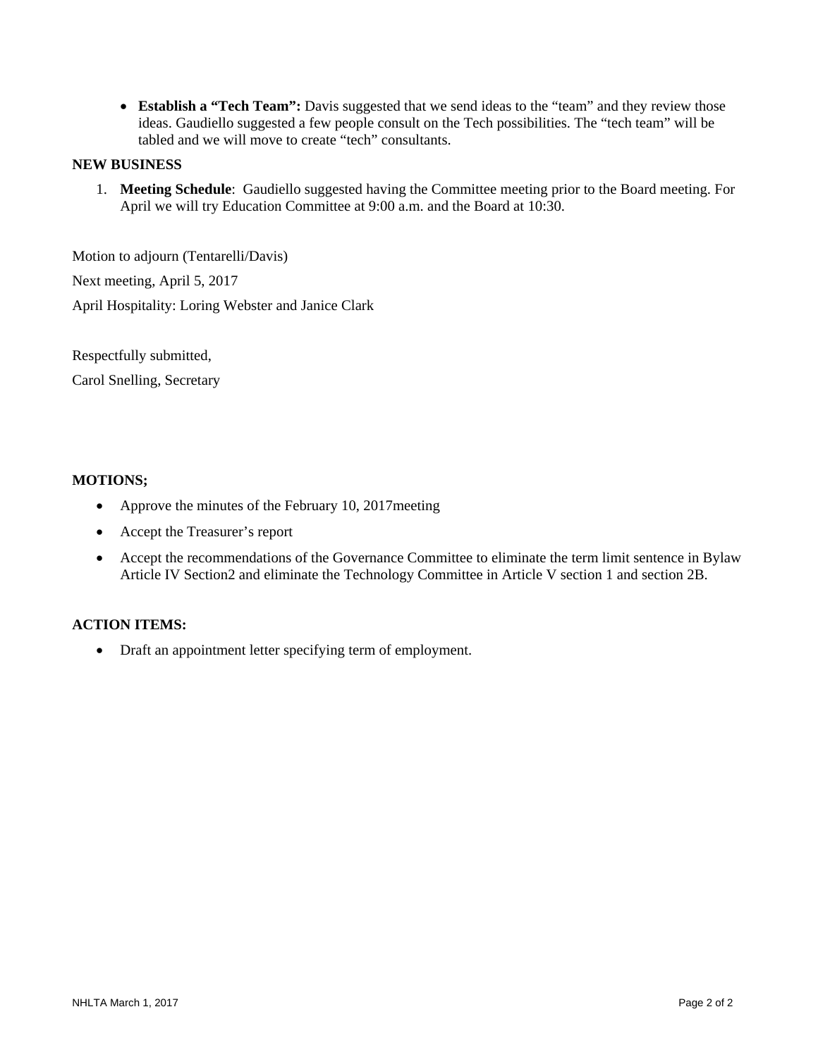- **Establish a “Tech Team”:** Davis suggested that we send ideas to the “team” and they review those ideas. Gaudiello suggested a few people consult on the Tech possibilities. The “tech team” will be tabled and we will move to create “tech” consultants.

**NEW BUSINESS**

1. **Meeting Schedule**: Gaudiello suggested having the Committee meeting prior to the Board meeting. For April we will try Education Committee at 9:00 a.m. and the Board at 10:30.

Motion to adjourn (Tentarelli/Davis)

Next meeting, April 5, 2017

April Hospitality: Loring Webster and Janice Clark

Respectfully submitted,

Carol Snelling, Secretary

**MOTIONS;**

- Approve the minutes of the February 10, 2017meeting
- Accept the Treasurer’s report
- Accept the recommendations of the Governance Committee to eliminate the term limit sentence in Bylaw Article IV Section2 and eliminate the Technology Committee in Article V section 1 and section 2B.

**ACTION ITEMS:**

- Draft an appointment letter specifying term of employment.